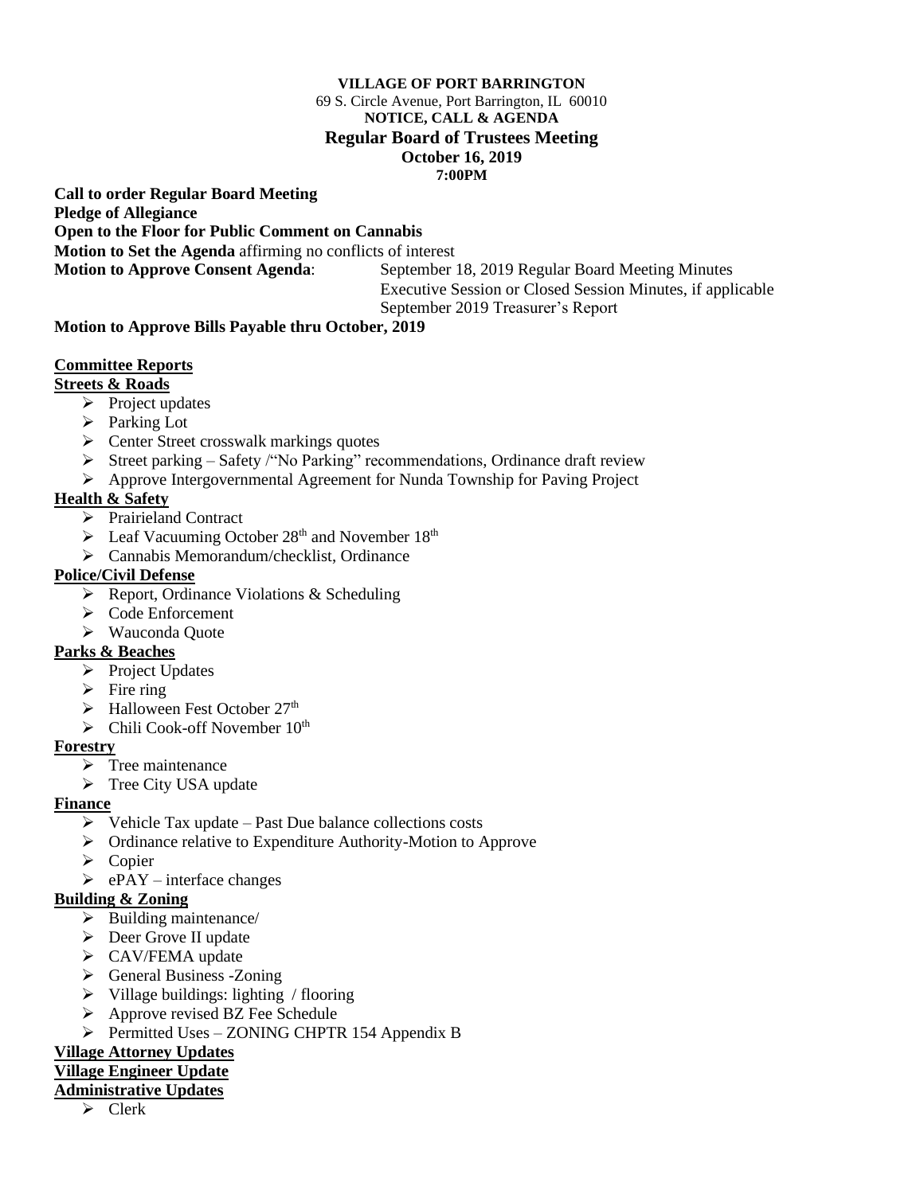**VILLAGE OF PORT BARRINGTON**

69 S. Circle Avenue, Port Barrington, IL 60010

**NOTICE, CALL & AGENDA**

**Regular Board of Trustees Meeting**

**October 16, 2019**

**7:00PM**

**Call to order Regular Board Meeting**

**Pledge of Allegiance**

**Open to the Floor for Public Comment on Cannabis**

**Motion to Set the Agenda** affirming no conflicts of interest

**Motion to Approve Consent Agenda**: September 18, 2019 Regular Board Meeting Minutes
Executive Session or Closed Session Minutes, if applicable
September 2019 Treasurer's Report

**Motion to Approve Bills Payable thru October, 2019**

**Committee Reports**

**Streets & Roads**

- Project updates
- Parking Lot
- Center Street crosswalk markings quotes
- Street parking – Safety /"No Parking" recommendations, Ordinance draft review
- Approve Intergovernmental Agreement for Nunda Township for Paving Project

**Health & Safety**

- Prairieland Contract
- Leaf Vacuuming October 28th and November 18th
- Cannabis Memorandum/checklist, Ordinance

**Police/Civil Defense**

- Report, Ordinance Violations & Scheduling
- Code Enforcement
- Wauconda Quote

**Parks & Beaches**

- Project Updates
- Fire ring
- Halloween Fest October 27th
- Chili Cook-off November 10th

**Forestry**

- Tree maintenance
- Tree City USA update

**Finance**

- Vehicle Tax update – Past Due balance collections costs
- Ordinance relative to Expenditure Authority-Motion to Approve
- Copier
- ePAY – interface changes

**Building & Zoning**

- Building maintenance/
- Deer Grove II update
- CAV/FEMA update
- General Business -Zoning
- Village buildings: lighting / flooring
- Approve revised BZ Fee Schedule
- Permitted Uses – ZONING CHPTR 154 Appendix B

**Village Attorney Updates**

**Village Engineer Update**

**Administrative Updates**

- Clerk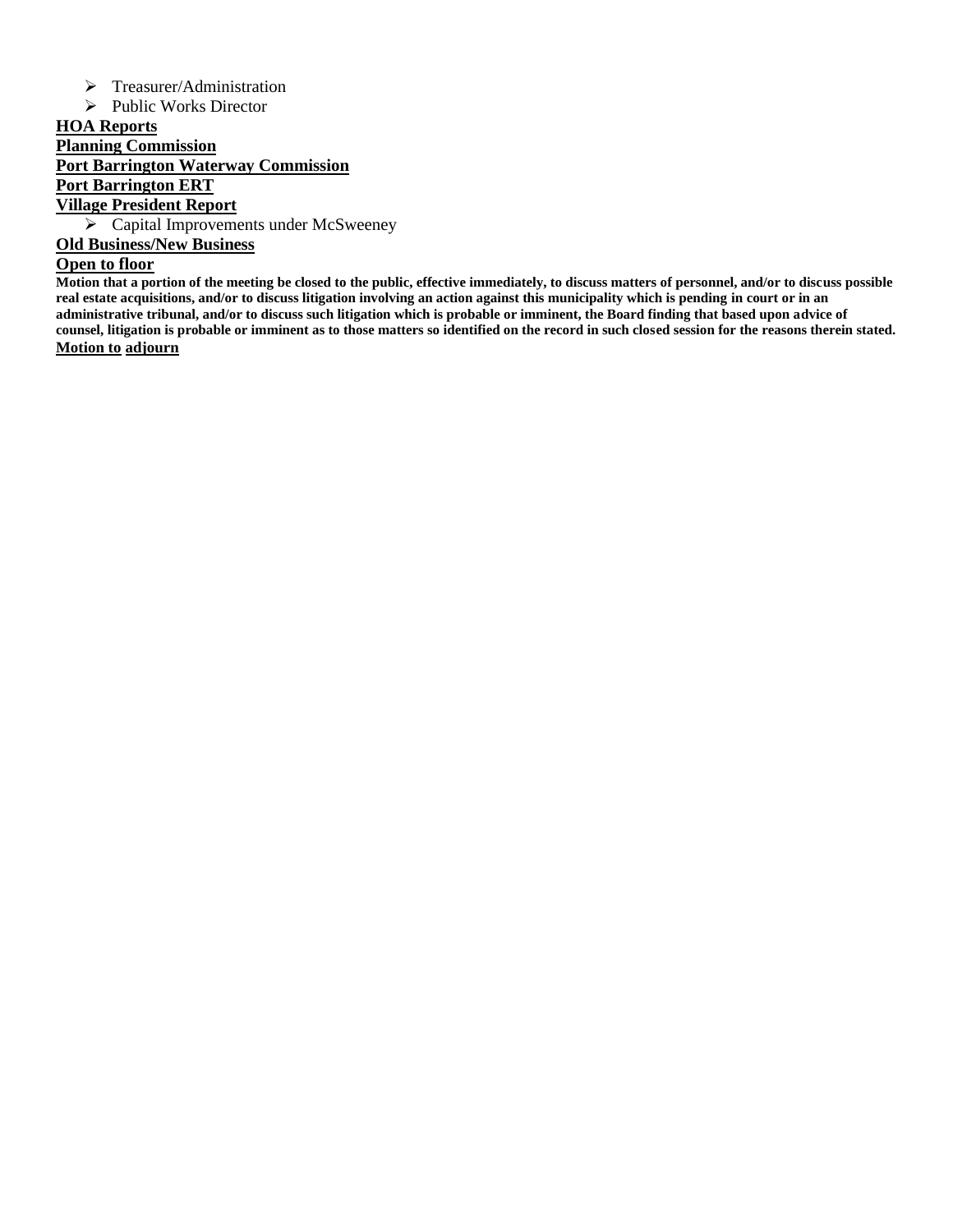- Treasurer/Administration
- Public Works Director

**HOA Reports**

**Planning Commission**

**Port Barrington Waterway Commission**

**Port Barrington ERT**

**Village President Report**

- Capital Improvements under McSweeney

**Old Business/New Business**

**Open to floor**

**Motion that a portion of the meeting be closed to the public, effective immediately, to discuss matters of personnel, and/or to discuss possible real estate acquisitions, and/or to discuss litigation involving an action against this municipality which is pending in court or in an administrative tribunal, and/or to discuss such litigation which is probable or imminent, the Board finding that based upon advice of counsel, litigation is probable or imminent as to those matters so identified on the record in such closed session for the reasons therein stated.**

**Motion to adjourn**